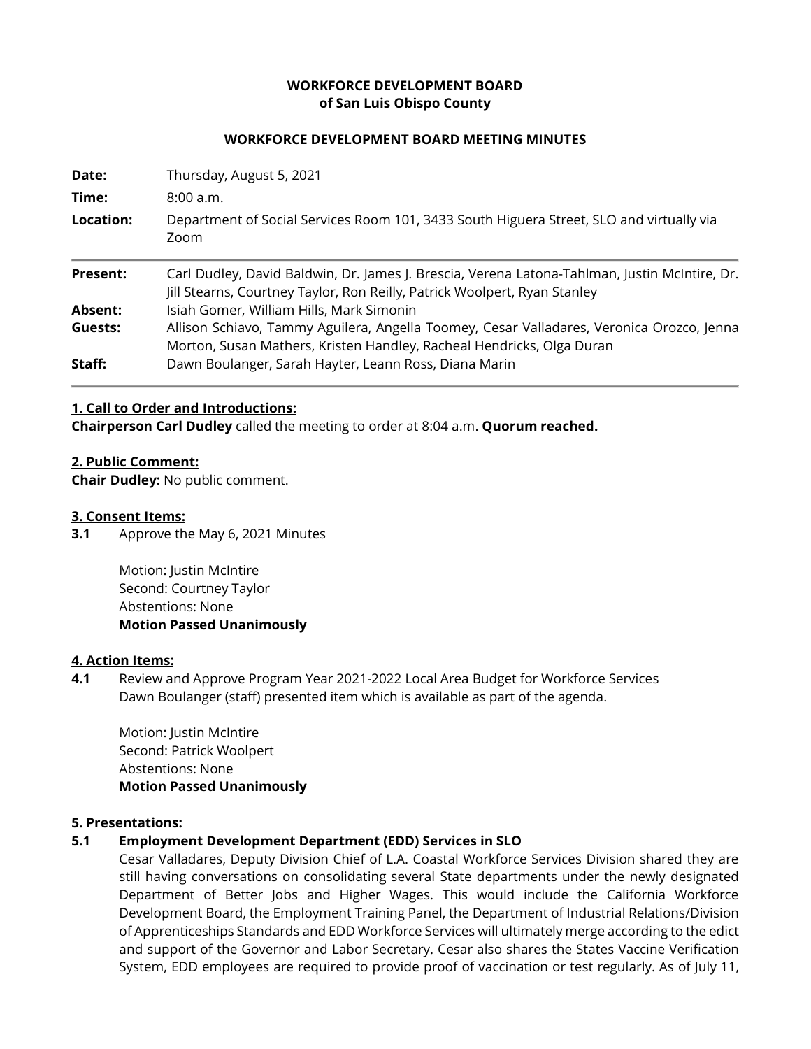**WORKFORCE DEVELOPMENT BOARD**
**of San Luis Obispo County**

**WORKFORCE DEVELOPMENT BOARD MEETING MINUTES**

| | |
|---|---|
| **Date:** | Thursday, August 5, 2021 |
| **Time:** | 8:00 a.m. |
| **Location:** | Department of Social Services Room 101, 3433 South Higuera Street, SLO and virtually via Zoom |

| | |
|---|---|
| **Present:** | Carl Dudley, David Baldwin, Dr. James J. Brescia, Verena Latona-Tahlman, Justin McIntire, Dr. Jill Stearns, Courtney Taylor, Ron Reilly, Patrick Woolpert, Ryan Stanley |
| **Absent:** | Isiah Gomer, William Hills, Mark Simonin |
| **Guests:** | Allison Schiavo, Tammy Aguilera, Angella Toomey, Cesar Valladares, Veronica Orozco, Jenna Morton, Susan Mathers, Kristen Handley, Racheal Hendricks, Olga Duran |
| **Staff:** | Dawn Boulanger, Sarah Hayter, Leann Ross, Diana Marin |

## 1. Call to Order and Introductions:

**Chairperson Carl Dudley** called the meeting to order at 8:04 a.m. **Quorum reached.**

## 2. Public Comment:

**Chair Dudley:** No public comment.

## 3. Consent Items:

**3.1** Approve the May 6, 2021 Minutes

Motion: Justin McIntire
Second: Courtney Taylor
Abstentions: None
**Motion Passed Unanimously**

## 4. Action Items:

**4.1** Review and Approve Program Year 2021-2022 Local Area Budget for Workforce Services
Dawn Boulanger (staff) presented item which is available as part of the agenda.

Motion: Justin McIntire
Second: Patrick Woolpert
Abstentions: None
**Motion Passed Unanimously**

## 5. Presentations:

### 5.1 Employment Development Department (EDD) Services in SLO

Cesar Valladares, Deputy Division Chief of L.A. Coastal Workforce Services Division shared they are still having conversations on consolidating several State departments under the newly designated Department of Better Jobs and Higher Wages. This would include the California Workforce Development Board, the Employment Training Panel, the Department of Industrial Relations/Division of Apprenticeships Standards and EDD Workforce Services will ultimately merge according to the edict and support of the Governor and Labor Secretary. Cesar also shares the States Vaccine Verification System, EDD employees are required to provide proof of vaccination or test regularly. As of July 11,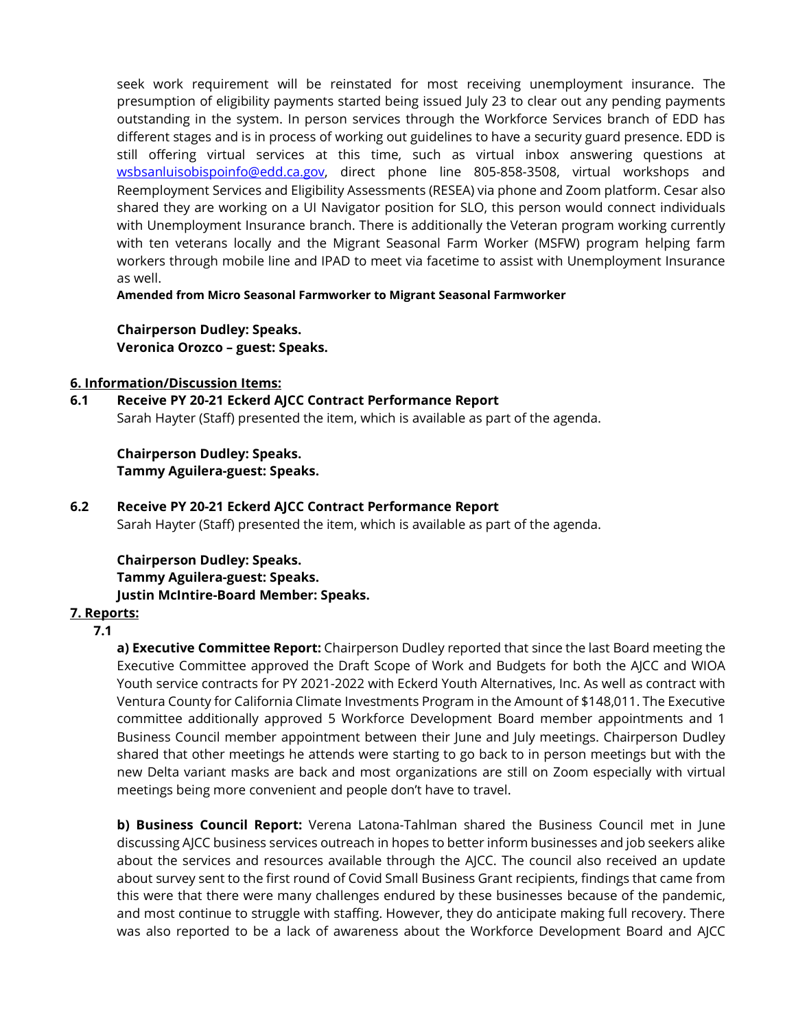seek work requirement will be reinstated for most receiving unemployment insurance. The presumption of eligibility payments started being issued July 23 to clear out any pending payments outstanding in the system. In person services through the Workforce Services branch of EDD has different stages and is in process of working out guidelines to have a security guard presence. EDD is still offering virtual services at this time, such as virtual inbox answering questions at wsbsanluisobispoinfo@edd.ca.gov, direct phone line 805-858-3508, virtual workshops and Reemployment Services and Eligibility Assessments (RESEA) via phone and Zoom platform. Cesar also shared they are working on a UI Navigator position for SLO, this person would connect individuals with Unemployment Insurance branch. There is additionally the Veteran program working currently with ten veterans locally and the Migrant Seasonal Farm Worker (MSFW) program helping farm workers through mobile line and IPAD to meet via facetime to assist with Unemployment Insurance as well.

**Amended from Micro Seasonal Farmworker to Migrant Seasonal Farmworker**

**Chairperson Dudley: Speaks.**
**Veronica Orozco – guest: Speaks.**

**6. Information/Discussion Items:**

**6.1 Receive PY 20-21 Eckerd AJCC Contract Performance Report**

Sarah Hayter (Staff) presented the item, which is available as part of the agenda.

**Chairperson Dudley: Speaks.**
**Tammy Aguilera-guest: Speaks.**

**6.2 Receive PY 20-21 Eckerd AJCC Contract Performance Report**

Sarah Hayter (Staff) presented the item, which is available as part of the agenda.

**Chairperson Dudley: Speaks.**
**Tammy Aguilera-guest: Speaks.**
**Justin McIntire-Board Member: Speaks.**

**7. Reports:**

**7.1**

**a) Executive Committee Report:** Chairperson Dudley reported that since the last Board meeting the Executive Committee approved the Draft Scope of Work and Budgets for both the AJCC and WIOA Youth service contracts for PY 2021-2022 with Eckerd Youth Alternatives, Inc. As well as contract with Ventura County for California Climate Investments Program in the Amount of $148,011. The Executive committee additionally approved 5 Workforce Development Board member appointments and 1 Business Council member appointment between their June and July meetings. Chairperson Dudley shared that other meetings he attends were starting to go back to in person meetings but with the new Delta variant masks are back and most organizations are still on Zoom especially with virtual meetings being more convenient and people don't have to travel.

**b) Business Council Report:** Verena Latona-Tahlman shared the Business Council met in June discussing AJCC business services outreach in hopes to better inform businesses and job seekers alike about the services and resources available through the AJCC. The council also received an update about survey sent to the first round of Covid Small Business Grant recipients, findings that came from this were that there were many challenges endured by these businesses because of the pandemic, and most continue to struggle with staffing. However, they do anticipate making full recovery. There was also reported to be a lack of awareness about the Workforce Development Board and AJCC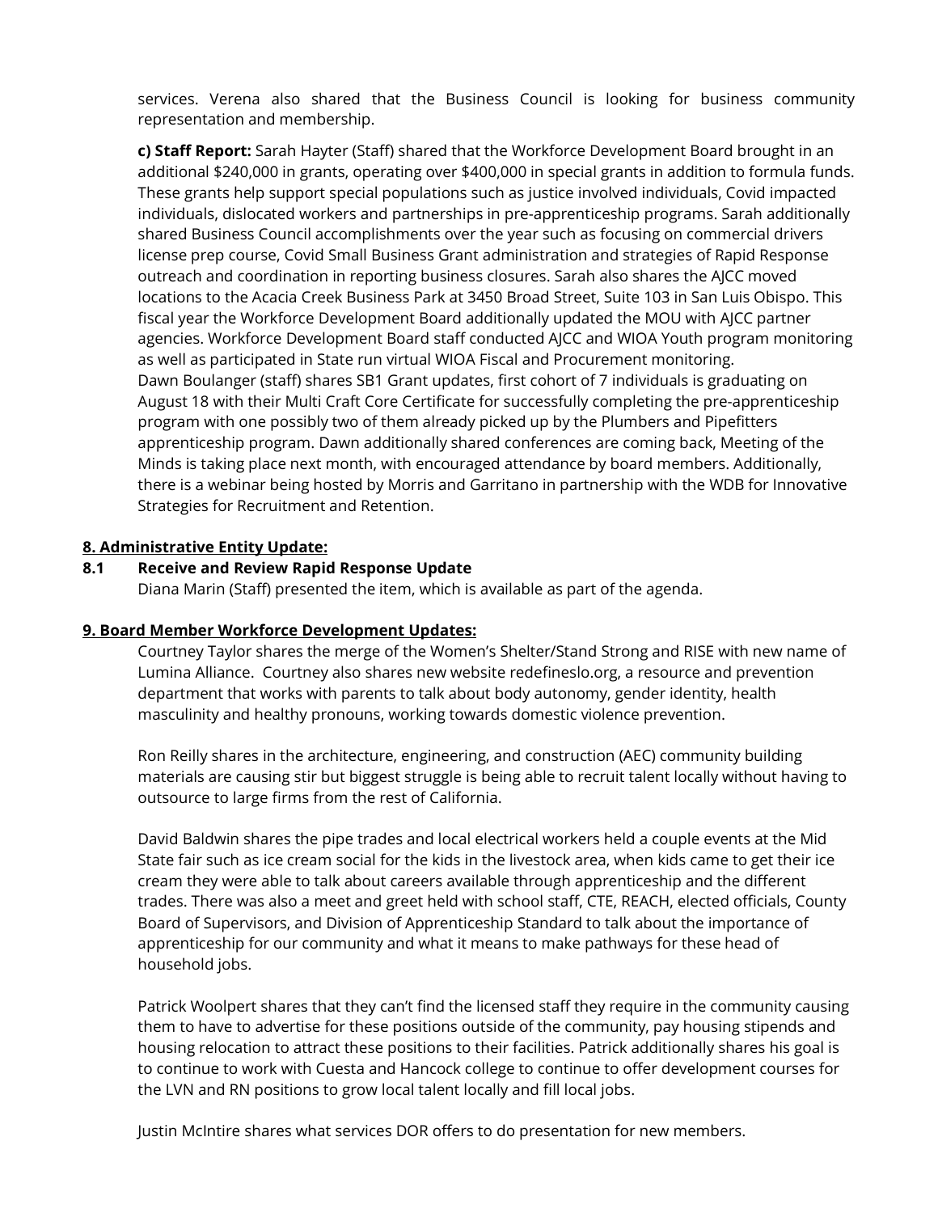services. Verena also shared that the Business Council is looking for business community representation and membership.

**c) Staff Report:** Sarah Hayter (Staff) shared that the Workforce Development Board brought in an additional $240,000 in grants, operating over $400,000 in special grants in addition to formula funds. These grants help support special populations such as justice involved individuals, Covid impacted individuals, dislocated workers and partnerships in pre-apprenticeship programs. Sarah additionally shared Business Council accomplishments over the year such as focusing on commercial drivers license prep course, Covid Small Business Grant administration and strategies of Rapid Response outreach and coordination in reporting business closures. Sarah also shares the AJCC moved locations to the Acacia Creek Business Park at 3450 Broad Street, Suite 103 in San Luis Obispo. This fiscal year the Workforce Development Board additionally updated the MOU with AJCC partner agencies. Workforce Development Board staff conducted AJCC and WIOA Youth program monitoring as well as participated in State run virtual WIOA Fiscal and Procurement monitoring.
Dawn Boulanger (staff) shares SB1 Grant updates, first cohort of 7 individuals is graduating on August 18 with their Multi Craft Core Certificate for successfully completing the pre-apprenticeship program with one possibly two of them already picked up by the Plumbers and Pipefitters apprenticeship program. Dawn additionally shared conferences are coming back, Meeting of the Minds is taking place next month, with encouraged attendance by board members. Additionally, there is a webinar being hosted by Morris and Garritano in partnership with the WDB for Innovative Strategies for Recruitment and Retention.

**8. Administrative Entity Update:**

**8.1 Receive and Review Rapid Response Update**

Diana Marin (Staff) presented the item, which is available as part of the agenda.

**9. Board Member Workforce Development Updates:**

Courtney Taylor shares the merge of the Women's Shelter/Stand Strong and RISE with new name of Lumina Alliance. Courtney also shares new website redefineslo.org, a resource and prevention department that works with parents to talk about body autonomy, gender identity, health masculinity and healthy pronouns, working towards domestic violence prevention.

Ron Reilly shares in the architecture, engineering, and construction (AEC) community building materials are causing stir but biggest struggle is being able to recruit talent locally without having to outsource to large firms from the rest of California.

David Baldwin shares the pipe trades and local electrical workers held a couple events at the Mid State fair such as ice cream social for the kids in the livestock area, when kids came to get their ice cream they were able to talk about careers available through apprenticeship and the different trades. There was also a meet and greet held with school staff, CTE, REACH, elected officials, County Board of Supervisors, and Division of Apprenticeship Standard to talk about the importance of apprenticeship for our community and what it means to make pathways for these head of household jobs.

Patrick Woolpert shares that they can't find the licensed staff they require in the community causing them to have to advertise for these positions outside of the community, pay housing stipends and housing relocation to attract these positions to their facilities. Patrick additionally shares his goal is to continue to work with Cuesta and Hancock college to continue to offer development courses for the LVN and RN positions to grow local talent locally and fill local jobs.

Justin McIntire shares what services DOR offers to do presentation for new members.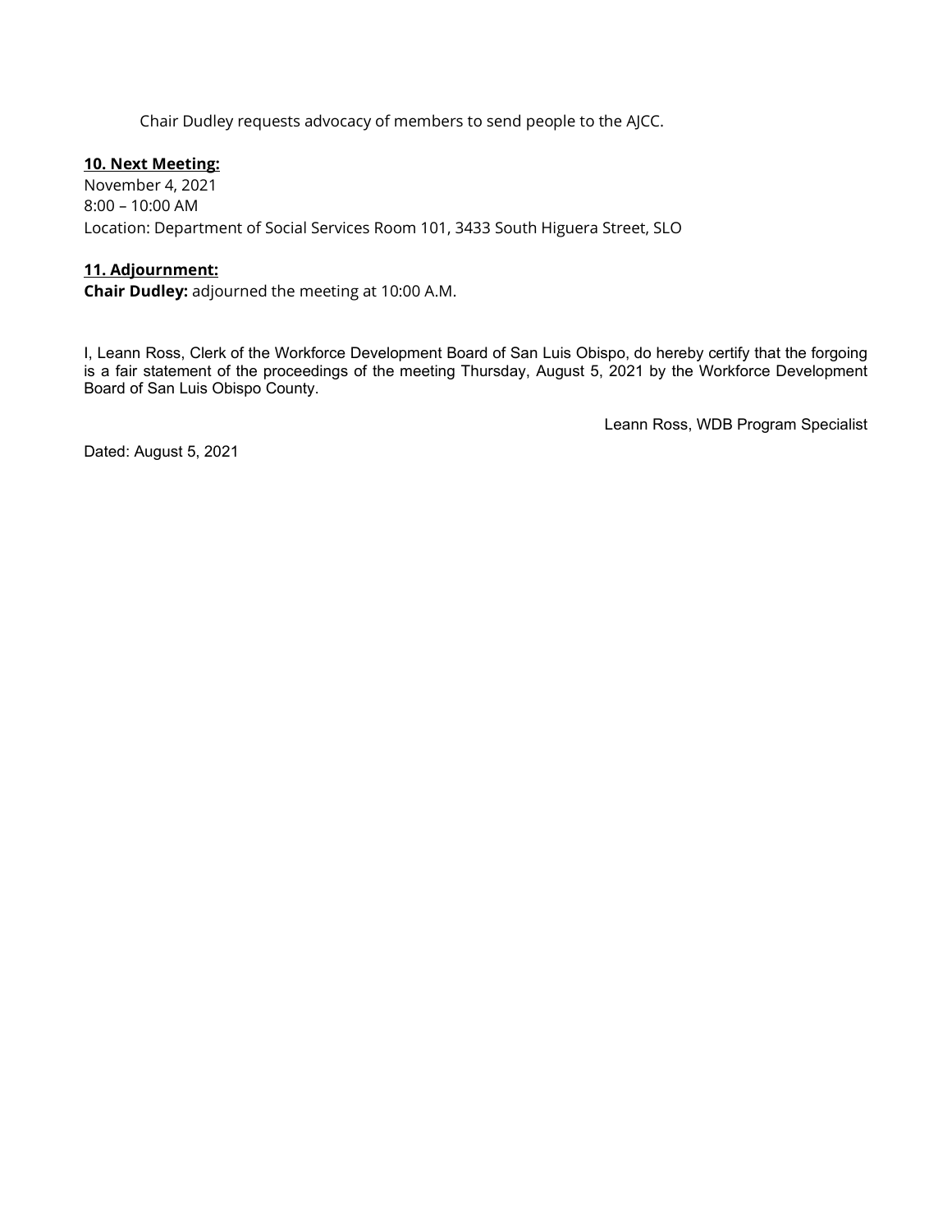Chair Dudley requests advocacy of members to send people to the AJCC.

**10. Next Meeting:**

November 4, 2021
8:00 – 10:00 AM
Location: Department of Social Services Room 101, 3433 South Higuera Street, SLO

**11. Adjournment:**

**Chair Dudley:** adjourned the meeting at 10:00 A.M.

I, Leann Ross, Clerk of the Workforce Development Board of San Luis Obispo, do hereby certify that the forgoing is a fair statement of the proceedings of the meeting Thursday, August 5, 2021 by the Workforce Development Board of San Luis Obispo County.

Leann Ross, WDB Program Specialist

Dated: August 5, 2021